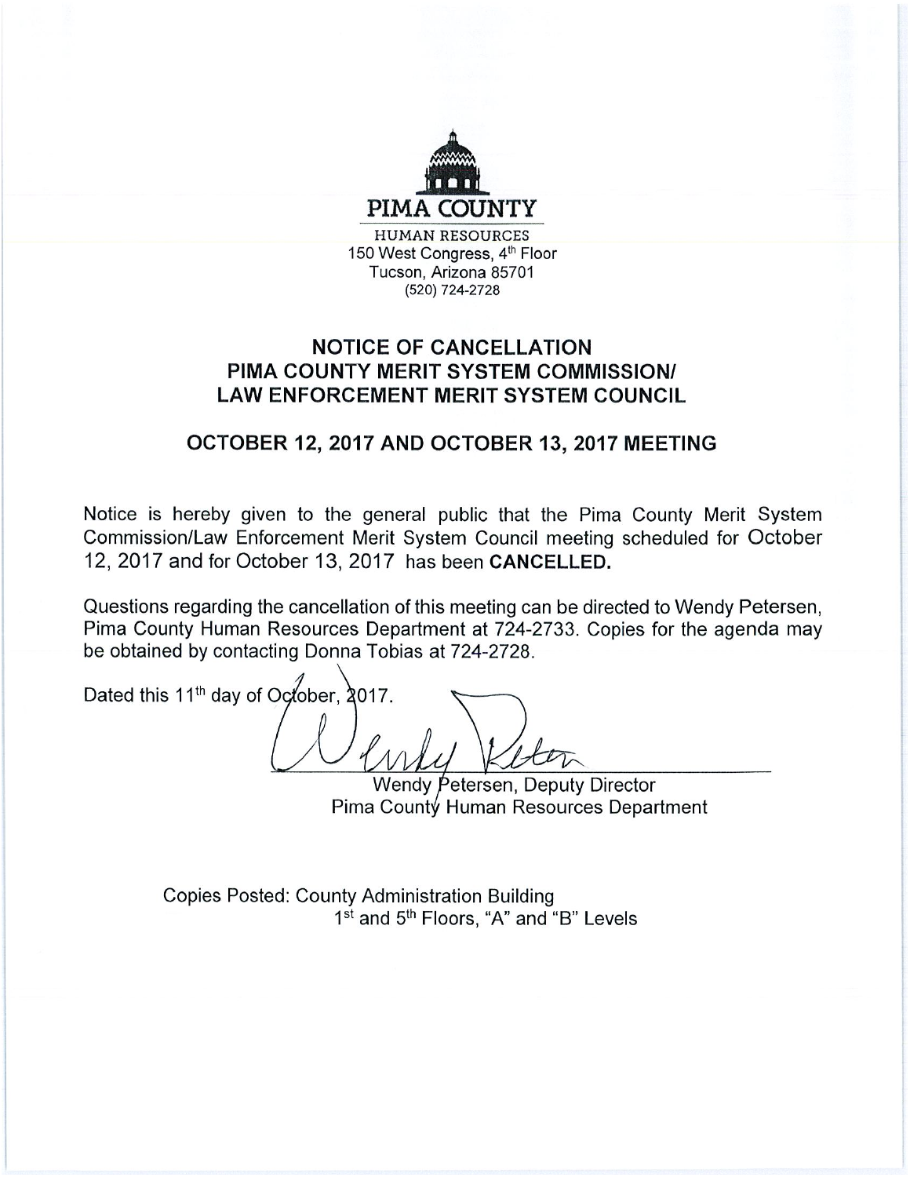PIMA COUNTY

HUMAN RESOURCES
150 West Congress, 4th Floor
Tucson, Arizona 85701
(520) 724-2728

# NOTICE OF CANCELLATION
# PIMA COUNTY MERIT SYSTEM COMMISSION/ LAW ENFORCEMENT MERIT SYSTEM COUNCIL

## OCTOBER 12, 2017 AND OCTOBER 13, 2017 MEETING

Notice is hereby given to the general public that the Pima County Merit System Commission/Law Enforcement Merit System Council meeting scheduled for October 12, 2017 and for October 13, 2017 has been **CANCELLED.**

Questions regarding the cancellation of this meeting can be directed to Wendy Petersen, Pima County Human Resources Department at 724-2733. Copies for the agenda may be obtained by contacting Donna Tobias at 724-2728.

Dated this 11th day of October, 2017.

Wendy Petersen, Deputy Director
Pima County Human Resources Department

Copies Posted: County Administration Building
1st and 5th Floors, "A" and "B" Levels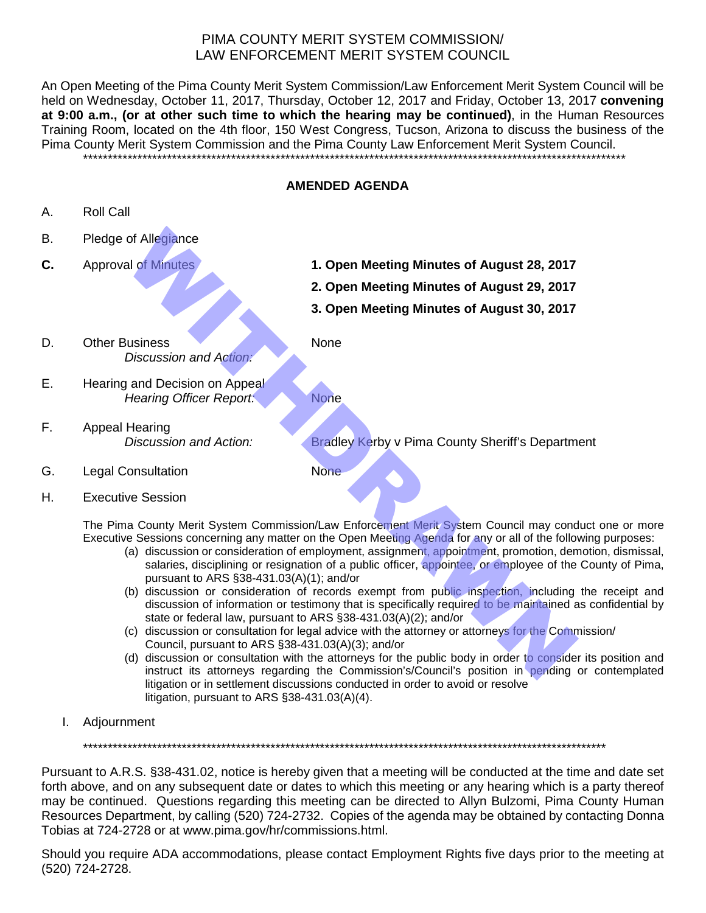# PIMA COUNTY MERIT SYSTEM COMMISSION/
# LAW ENFORCEMENT MERIT SYSTEM COUNCIL

An Open Meeting of the Pima County Merit System Commission/Law Enforcement Merit System Council will be held on Wednesday, October 11, 2017, Thursday, October 12, 2017 and Friday, October 13, 2017 **convening at 9:00 a.m., (or at other such time to which the hearing may be continued)**, in the Human Resources Training Room, located on the 4th floor, 150 West Congress, Tucson, Arizona to discuss the business of the Pima County Merit System Commission and the Pima County Law Enforcement Merit System Council.

\*\*\*\*\*\*\*\*\*\*\*\*\*\*\*\*\*\*\*\*\*\*\*\*\*\*\*\*\*\*\*\*\*\*\*\*\*\*\*\*\*\*\*\*\*\*\*\*\*\*\*\*\*\*\*\*\*\*\*\*\*\*\*\*\*\*\*\*\*\*\*\*\*\*\*\*\*\*\*\*\*\*\*\*\*\*\*\*\*\*\*\*\*\*\*\*\*\*\*\*

WITHDRAWN

## AMENDED AGENDA

A. Roll Call

B. Pledge of Allegiance

**C.** Approval of Minutes
   - **1. Open Meeting Minutes of August 28, 2017**
   - **2. Open Meeting Minutes of August 29, 2017**
   - **3. Open Meeting Minutes of August 30, 2017**

D. Other Business
   *Discussion and Action:* None

E. Hearing and Decision on Appeal
   *Hearing Officer Report:* None

F. Appeal Hearing
   *Discussion and Action:* Bradley Kerby v Pima County Sheriff's Department

G. Legal Consultation None

H. Executive Session

The Pima County Merit System Commission/Law Enforcement Merit System Council may conduct one or more Executive Sessions concerning any matter on the Open Meeting Agenda for any or all of the following purposes:

(a) discussion or consideration of employment, assignment, appointment, promotion, demotion, dismissal, salaries, disciplining or resignation of a public officer, appointee, or employee of the County of Pima, pursuant to ARS §38-431.03(A)(1); and/or

(b) discussion or consideration of records exempt from public inspection, including the receipt and discussion of information or testimony that is specifically required to be maintained as confidential by state or federal law, pursuant to ARS §38-431.03(A)(2); and/or

(c) discussion or consultation for legal advice with the attorney or attorneys for the Commission/ Council, pursuant to ARS §38-431.03(A)(3); and/or

(d) discussion or consultation with the attorneys for the public body in order to consider its position and instruct its attorneys regarding the Commission's/Council's position in pending or contemplated litigation or in settlement discussions conducted in order to avoid or resolve litigation, pursuant to ARS §38-431.03(A)(4).

I. Adjournment

\*\*\*\*\*\*\*\*\*\*\*\*\*\*\*\*\*\*\*\*\*\*\*\*\*\*\*\*\*\*\*\*\*\*\*\*\*\*\*\*\*\*\*\*\*\*\*\*\*\*\*\*\*\*\*\*\*\*\*\*\*\*\*\*\*\*\*\*\*\*\*\*\*\*\*\*\*\*\*\*\*\*\*\*\*\*\*\*\*\*\*\*\*\*\*\*\*

Pursuant to A.R.S. §38-431.02, notice is hereby given that a meeting will be conducted at the time and date set forth above, and on any subsequent date or dates to which this meeting or any hearing which is a party thereof may be continued. Questions regarding this meeting can be directed to Allyn Bulzomi, Pima County Human Resources Department, by calling (520) 724-2732. Copies of the agenda may be obtained by contacting Donna Tobias at 724-2728 or at www.pima.gov/hr/commissions.html.

Should you require ADA accommodations, please contact Employment Rights five days prior to the meeting at (520) 724-2728.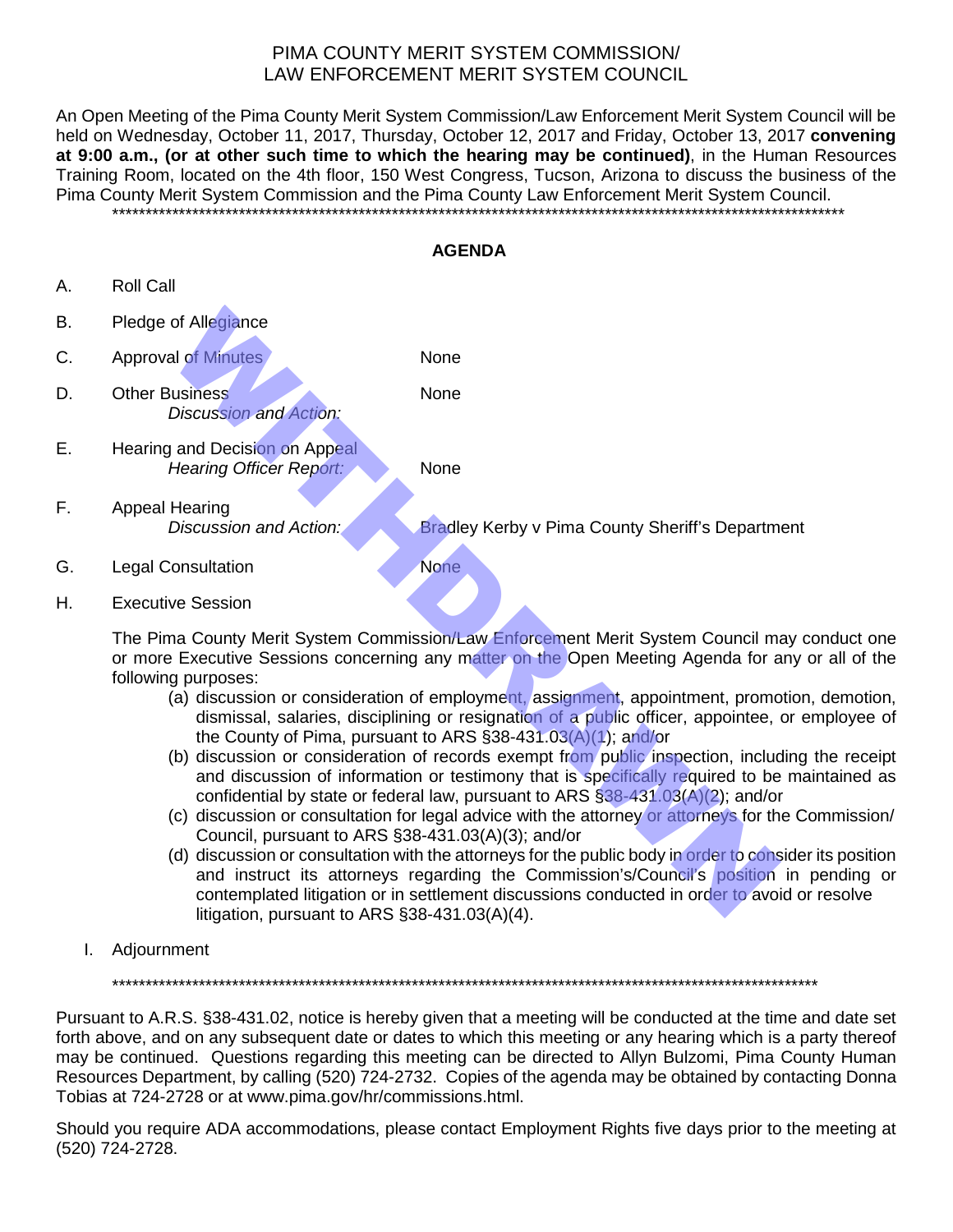PIMA COUNTY MERIT SYSTEM COMMISSION/
LAW ENFORCEMENT MERIT SYSTEM COUNCIL

An Open Meeting of the Pima County Merit System Commission/Law Enforcement Merit System Council will be held on Wednesday, October 11, 2017, Thursday, October 12, 2017 and Friday, October 13, 2017 **convening at 9:00 a.m., (or at other such time to which the hearing may be continued)**, in the Human Resources Training Room, located on the 4th floor, 150 West Congress, Tucson, Arizona to discuss the business of the Pima County Merit System Commission and the Pima County Law Enforcement Merit System Council.

\*\*\*\*\*\*\*\*\*\*\*\*\*\*\*\*\*\*\*\*\*\*\*\*\*\*\*\*\*\*\*\*\*\*\*\*\*\*\*\*\*\*\*\*\*\*\*\*\*\*\*\*\*\*\*\*\*\*\*\*\*\*\*\*\*\*\*\*\*\*\*\*\*\*\*\*\*\*\*\*\*\*\*\*\*\*\*\*\*\*\*\*\*\*\*\*\*\*\*\*\*\*\*\*\*

**AGENDA**

WITHDRAWN

A. Roll Call

B. Pledge of Allegiance

C. Approval of Minutes — None

D. Other Business
*Discussion and Action:* — None

E. Hearing and Decision on Appeal
*Hearing Officer Report:* — None

F. Appeal Hearing
*Discussion and Action:* — Bradley Kerby v Pima County Sheriff's Department

G. Legal Consultation — None

H. Executive Session

The Pima County Merit System Commission/Law Enforcement Merit System Council may conduct one or more Executive Sessions concerning any matter on the Open Meeting Agenda for any or all of the following purposes:

(a) discussion or consideration of employment, assignment, appointment, promotion, demotion, dismissal, salaries, disciplining or resignation of a public officer, appointee, or employee of the County of Pima, pursuant to ARS §38-431.03(A)(1); and/or

(b) discussion or consideration of records exempt from public inspection, including the receipt and discussion of information or testimony that is specifically required to be maintained as confidential by state or federal law, pursuant to ARS §38-431.03(A)(2); and/or

(c) discussion or consultation for legal advice with the attorney or attorneys for the Commission/ Council, pursuant to ARS §38-431.03(A)(3); and/or

(d) discussion or consultation with the attorneys for the public body in order to consider its position and instruct its attorneys regarding the Commission's/Council's position in pending or contemplated litigation or in settlement discussions conducted in order to avoid or resolve litigation, pursuant to ARS §38-431.03(A)(4).

I. Adjournment

\*\*\*\*\*\*\*\*\*\*\*\*\*\*\*\*\*\*\*\*\*\*\*\*\*\*\*\*\*\*\*\*\*\*\*\*\*\*\*\*\*\*\*\*\*\*\*\*\*\*\*\*\*\*\*\*\*\*\*\*\*\*\*\*\*\*\*\*\*\*\*\*\*\*\*\*\*\*\*\*\*\*\*\*\*\*\*\*\*\*\*\*\*\*\*\*\*\*\*\*\*\*

Pursuant to A.R.S. §38-431.02, notice is hereby given that a meeting will be conducted at the time and date set forth above, and on any subsequent date or dates to which this meeting or any hearing which is a party thereof may be continued. Questions regarding this meeting can be directed to Allyn Bulzomi, Pima County Human Resources Department, by calling (520) 724-2732. Copies of the agenda may be obtained by contacting Donna Tobias at 724-2728 or at www.pima.gov/hr/commissions.html.

Should you require ADA accommodations, please contact Employment Rights five days prior to the meeting at (520) 724-2728.